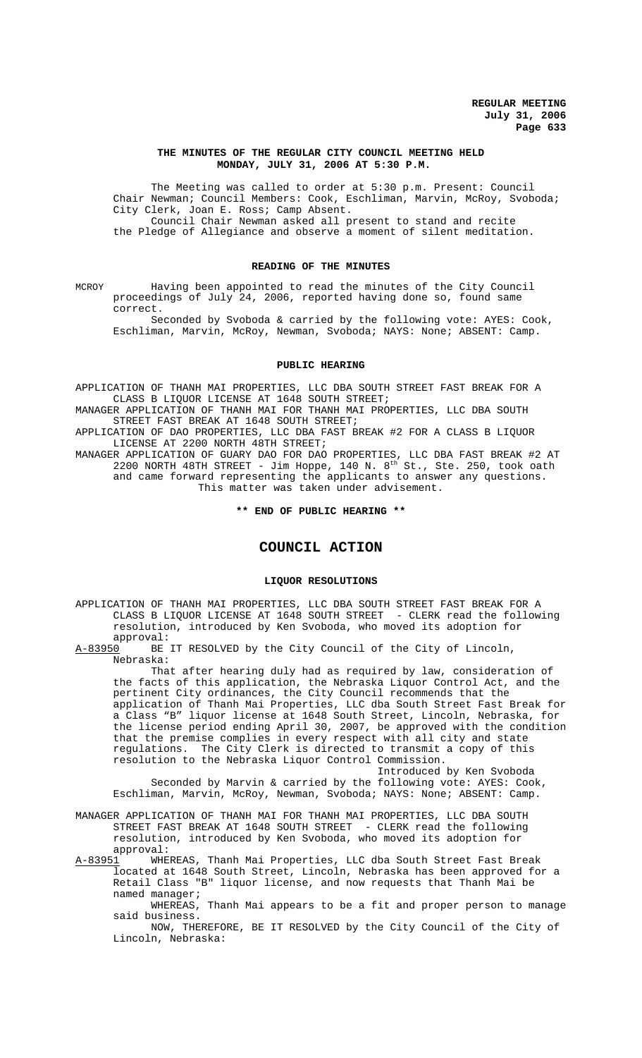# THE MINUTES OF THE REGULAR CITY COUNCIL MEETING HELD MONDAY, JULY 31, 2006 AT 5:30 P.M.

The Meeting was called to order at 5:30 p.m. Present: Council Chair Newman; Council Members: Cook, Eschliman, Marvin, McRoy, Svoboda; City Clerk, Joan E. Ross; Camp Absent.

Council Chair Newman asked all present to stand and recite the Pledge of Allegiance and observe a moment of silent meditation.

## READING OF THE MINUTES

MCROY Having been appointed to read the minutes of the City Council proceedings of July 24, 2006, reported having done so, found same correct.

Seconded by Svoboda & carried by the following vote: AYES: Cook, Eschliman, Marvin, McRoy, Newman, Svoboda; NAYS: None; ABSENT: Camp.

## PUBLIC HEARING

APPLICATION OF THANH MAI PROPERTIES, LLC DBA SOUTH STREET FAST BREAK FOR A CLASS B LIQUOR LICENSE AT 1648 SOUTH STREET;

MANAGER APPLICATION OF THANH MAI FOR THANH MAI PROPERTIES, LLC DBA SOUTH STREET FAST BREAK AT 1648 SOUTH STREET;

APPLICATION OF DAO PROPERTIES, LLC DBA FAST BREAK #2 FOR A CLASS B LIQUOR LICENSE AT 2200 NORTH 48TH STREET;

MANAGER APPLICATION OF GUARY DAO FOR DAO PROPERTIES, LLC DBA FAST BREAK #2 AT 2200 NORTH 48TH STREET - Jim Hoppe, 140 N. 8th St., Ste. 250, took oath and came forward representing the applicants to answer any questions.

This matter was taken under advisement.

**\*\* END OF PUBLIC HEARING \*\***

# COUNCIL ACTION

## LIQUOR RESOLUTIONS

APPLICATION OF THANH MAI PROPERTIES, LLC DBA SOUTH STREET FAST BREAK FOR A CLASS B LIQUOR LICENSE AT 1648 SOUTH STREET - CLERK read the following resolution, introduced by Ken Svoboda, who moved its adoption for approval:

A-83950 BE IT RESOLVED by the City Council of the City of Lincoln, Nebraska:

That after hearing duly had as required by law, consideration of the facts of this application, the Nebraska Liquor Control Act, and the pertinent City ordinances, the City Council recommends that the application of Thanh Mai Properties, LLC dba South Street Fast Break for a Class "B" liquor license at 1648 South Street, Lincoln, Nebraska, for the license period ending April 30, 2007, be approved with the condition that the premise complies in every respect with all city and state regulations. The City Clerk is directed to transmit a copy of this resolution to the Nebraska Liquor Control Commission.

Introduced by Ken Svoboda

Seconded by Marvin & carried by the following vote: AYES: Cook, Eschliman, Marvin, McRoy, Newman, Svoboda; NAYS: None; ABSENT: Camp.

MANAGER APPLICATION OF THANH MAI FOR THANH MAI PROPERTIES, LLC DBA SOUTH STREET FAST BREAK AT 1648 SOUTH STREET - CLERK read the following resolution, introduced by Ken Svoboda, who moved its adoption for approval:

A-83951 WHEREAS, Thanh Mai Properties, LLC dba South Street Fast Break located at 1648 South Street, Lincoln, Nebraska has been approved for a Retail Class "B" liquor license, and now requests that Thanh Mai be named manager;

WHEREAS, Thanh Mai appears to be a fit and proper person to manage said business.

NOW, THEREFORE, BE IT RESOLVED by the City Council of the City of Lincoln, Nebraska: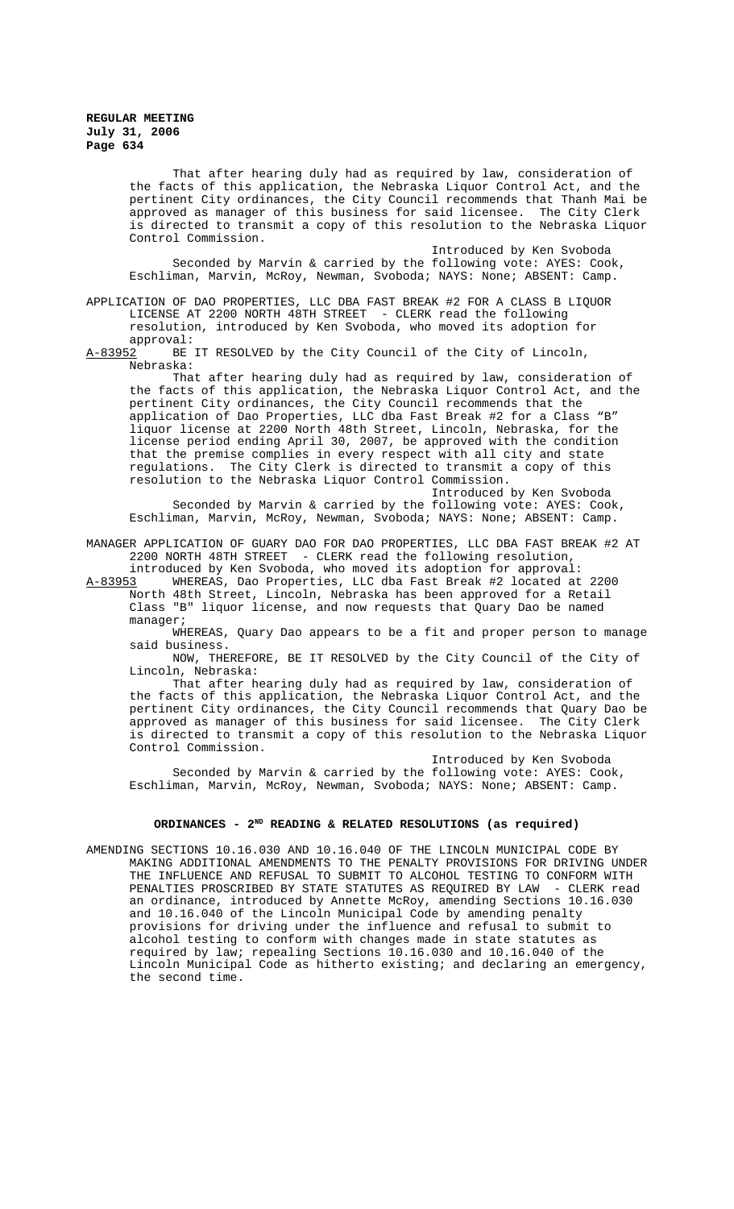That after hearing duly had as required by law, consideration of the facts of this application, the Nebraska Liquor Control Act, and the pertinent City ordinances, the City Council recommends that Thanh Mai be approved as manager of this business for said licensee. The City Clerk is directed to transmit a copy of this resolution to the Nebraska Liquor Control Commission.

Introduced by Ken Svoboda

Seconded by Marvin & carried by the following vote: AYES: Cook, Eschliman, Marvin, McRoy, Newman, Svoboda; NAYS: None; ABSENT: Camp.

APPLICATION OF DAO PROPERTIES, LLC DBA FAST BREAK #2 FOR A CLASS B LIQUOR LICENSE AT 2200 NORTH 48TH STREET - CLERK read the following resolution, introduced by Ken Svoboda, who moved its adoption for approval:

A-83952 BE IT RESOLVED by the City Council of the City of Lincoln, Nebraska:

That after hearing duly had as required by law, consideration of the facts of this application, the Nebraska Liquor Control Act, and the pertinent City ordinances, the City Council recommends that the application of Dao Properties, LLC dba Fast Break #2 for a Class "B" liquor license at 2200 North 48th Street, Lincoln, Nebraska, for the license period ending April 30, 2007, be approved with the condition that the premise complies in every respect with all city and state regulations. The City Clerk is directed to transmit a copy of this resolution to the Nebraska Liquor Control Commission.

Introduced by Ken Svoboda

Seconded by Marvin & carried by the following vote: AYES: Cook, Eschliman, Marvin, McRoy, Newman, Svoboda; NAYS: None; ABSENT: Camp.

MANAGER APPLICATION OF GUARY DAO FOR DAO PROPERTIES, LLC DBA FAST BREAK #2 AT 2200 NORTH 48TH STREET - CLERK read the following resolution, introduced by Ken Svoboda, who moved its adoption for approval:

A-83953 WHEREAS, Dao Properties, LLC dba Fast Break #2 located at 2200 North 48th Street, Lincoln, Nebraska has been approved for a Retail Class "B" liquor license, and now requests that Quary Dao be named manager;

WHEREAS, Quary Dao appears to be a fit and proper person to manage said business.

NOW, THEREFORE, BE IT RESOLVED by the City Council of the City of Lincoln, Nebraska:

That after hearing duly had as required by law, consideration of the facts of this application, the Nebraska Liquor Control Act, and the pertinent City ordinances, the City Council recommends that Quary Dao be approved as manager of this business for said licensee. The City Clerk is directed to transmit a copy of this resolution to the Nebraska Liquor Control Commission.

Introduced by Ken Svoboda

Seconded by Marvin & carried by the following vote: AYES: Cook, Eschliman, Marvin, McRoy, Newman, Svoboda; NAYS: None; ABSENT: Camp.

## ORDINANCES - 2ND READING & RELATED RESOLUTIONS (as required)

AMENDING SECTIONS 10.16.030 AND 10.16.040 OF THE LINCOLN MUNICIPAL CODE BY MAKING ADDITIONAL AMENDMENTS TO THE PENALTY PROVISIONS FOR DRIVING UNDER THE INFLUENCE AND REFUSAL TO SUBMIT TO ALCOHOL TESTING TO CONFORM WITH PENALTIES PROSCRIBED BY STATE STATUTES AS REQUIRED BY LAW - CLERK read an ordinance, introduced by Annette McRoy, amending Sections 10.16.030 and 10.16.040 of the Lincoln Municipal Code by amending penalty provisions for driving under the influence and refusal to submit to alcohol testing to conform with changes made in state statutes as required by law; repealing Sections 10.16.030 and 10.16.040 of the Lincoln Municipal Code as hitherto existing; and declaring an emergency, the second time.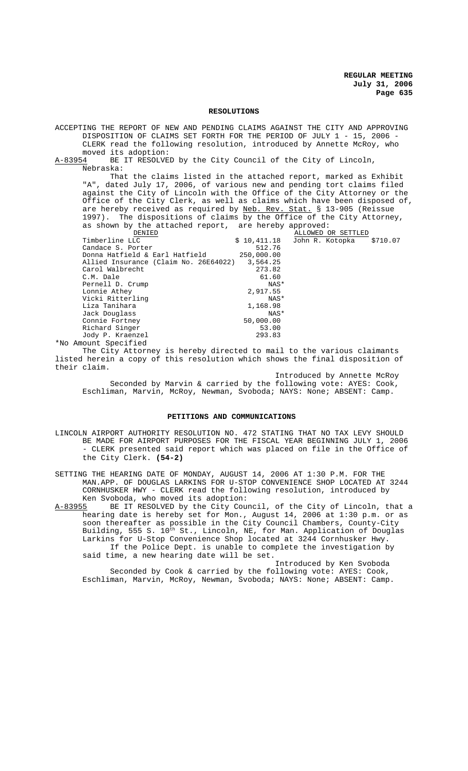## RESOLUTIONS

ACCEPTING THE REPORT OF NEW AND PENDING CLAIMS AGAINST THE CITY AND APPROVING DISPOSITION OF CLAIMS SET FORTH FOR THE PERIOD OF JULY 1 - 15, 2006 - CLERK read the following resolution, introduced by Annette McRoy, who moved its adoption:

A-83954 BE IT RESOLVED by the City Council of the City of Lincoln, Nebraska:

That the claims listed in the attached report, marked as Exhibit "A", dated July 17, 2006, of various new and pending tort claims filed against the City of Lincoln with the Office of the City Attorney or the Office of the City Clerk, as well as claims which have been disposed of, are hereby received as required by Neb. Rev. Stat. § 13-905 (Reissue 1997). The dispositions of claims by the Office of the City Attorney, as shown by the attached report, are hereby approved:

| DENIED | | ALLOWED OR SETTLED | |
|---|---|---|---|
| Timberline LLC | $ 10,411.18 | John R. Kotopka | $710.07 |
| Candace S. Porter | 512.76 | | |
| Donna Hatfield & Earl Hatfield | 250,000.00 | | |
| Allied Insurance (Claim No. 26E64022) | 3,564.25 | | |
| Carol Walbrecht | 273.82 | | |
| C.M. Dale | 61.60 | | |
| Pernell D. Crump | NAS* | | |
| Lonnie Athey | 2,917.55 | | |
| Vicki Ritterling | NAS* | | |
| Liza Tanihara | 1,168.98 | | |
| Jack Douglass | NAS* | | |
| Connie Fortney | 50,000.00 | | |
| Richard Singer | 53.00 | | |
| Jody P. Kraenzel | 293.83 | | |

*No Amount Specified

The City Attorney is hereby directed to mail to the various claimants listed herein a copy of this resolution which shows the final disposition of their claim.

Introduced by Annette McRoy

Seconded by Marvin & carried by the following vote: AYES: Cook, Eschliman, Marvin, McRoy, Newman, Svoboda; NAYS: None; ABSENT: Camp.

## PETITIONS AND COMMUNICATIONS

LINCOLN AIRPORT AUTHORITY RESOLUTION NO. 472 STATING THAT NO TAX LEVY SHOULD BE MADE FOR AIRPORT PURPOSES FOR THE FISCAL YEAR BEGINNING JULY 1, 2006 - CLERK presented said report which was placed on file in the Office of the City Clerk. **(54-2)**

SETTING THE HEARING DATE OF MONDAY, AUGUST 14, 2006 AT 1:30 P.M. FOR THE MAN.APP. OF DOUGLAS LARKINS FOR U-STOP CONVENIENCE SHOP LOCATED AT 3244 CORNHUSKER HWY - CLERK read the following resolution, introduced by Ken Svoboda, who moved its adoption:

A-83955 BE IT RESOLVED by the City Council, of the City of Lincoln, that a hearing date is hereby set for Mon., August 14, 2006 at 1:30 p.m. or as soon thereafter as possible in the City Council Chambers, County-City Building, 555 S. 10th St., Lincoln, NE, for Man. Application of Douglas Larkins for U-Stop Convenience Shop located at 3244 Cornhusker Hwy.

If the Police Dept. is unable to complete the investigation by said time, a new hearing date will be set.

Introduced by Ken Svoboda

Seconded by Cook & carried by the following vote: AYES: Cook, Eschliman, Marvin, McRoy, Newman, Svoboda; NAYS: None; ABSENT: Camp.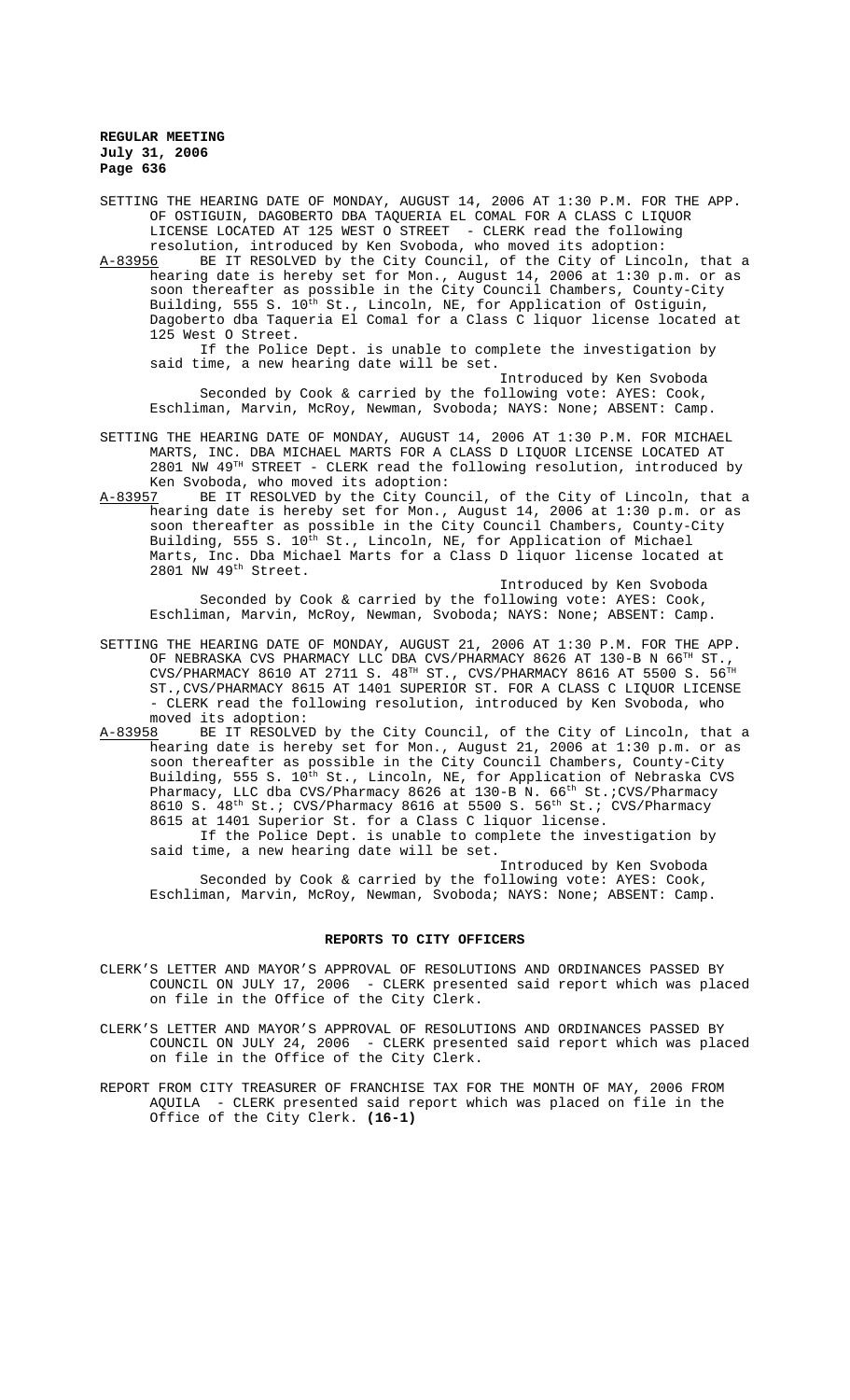SETTING THE HEARING DATE OF MONDAY, AUGUST 14, 2006 AT 1:30 P.M. FOR THE APP. OF OSTIGUIN, DAGOBERTO DBA TAQUERIA EL COMAL FOR A CLASS C LIQUOR LICENSE LOCATED AT 125 WEST O STREET - CLERK read the following resolution, introduced by Ken Svoboda, who moved its adoption:

A-83956 BE IT RESOLVED by the City Council, of the City of Lincoln, that a hearing date is hereby set for Mon., August 14, 2006 at 1:30 p.m. or as soon thereafter as possible in the City Council Chambers, County-City Building, 555 S. 10th St., Lincoln, NE, for Application of Ostiguin, Dagoberto dba Taqueria El Comal for a Class C liquor license located at 125 West O Street.

If the Police Dept. is unable to complete the investigation by said time, a new hearing date will be set.

Introduced by Ken Svoboda

Seconded by Cook & carried by the following vote: AYES: Cook, Eschliman, Marvin, McRoy, Newman, Svoboda; NAYS: None; ABSENT: Camp.

SETTING THE HEARING DATE OF MONDAY, AUGUST 14, 2006 AT 1:30 P.M. FOR MICHAEL MARTS, INC. DBA MICHAEL MARTS FOR A CLASS D LIQUOR LICENSE LOCATED AT 2801 NW 49TH STREET - CLERK read the following resolution, introduced by Ken Svoboda, who moved its adoption:

A-83957 BE IT RESOLVED by the City Council, of the City of Lincoln, that a hearing date is hereby set for Mon., August 14, 2006 at 1:30 p.m. or as soon thereafter as possible in the City Council Chambers, County-City Building, 555 S. 10th St., Lincoln, NE, for Application of Michael Marts, Inc. Dba Michael Marts for a Class D liquor license located at 2801 NW 49th Street.

Introduced by Ken Svoboda

Seconded by Cook & carried by the following vote: AYES: Cook, Eschliman, Marvin, McRoy, Newman, Svoboda; NAYS: None; ABSENT: Camp.

SETTING THE HEARING DATE OF MONDAY, AUGUST 21, 2006 AT 1:30 P.M. FOR THE APP. OF NEBRASKA CVS PHARMACY LLC DBA CVS/PHARMACY 8626 AT 130-B N 66TH ST., CVS/PHARMACY 8610 AT 2711 S. 48TH ST., CVS/PHARMACY 8616 AT 5500 S. 56TH ST.,CVS/PHARMACY 8615 AT 1401 SUPERIOR ST. FOR A CLASS C LIQUOR LICENSE - CLERK read the following resolution, introduced by Ken Svoboda, who moved its adoption:

A-83958 BE IT RESOLVED by the City Council, of the City of Lincoln, that a hearing date is hereby set for Mon., August 21, 2006 at 1:30 p.m. or as soon thereafter as possible in the City Council Chambers, County-City Building, 555 S. 10th St., Lincoln, NE, for Application of Nebraska CVS Pharmacy, LLC dba CVS/Pharmacy 8626 at 130-B N. 66th St.;CVS/Pharmacy 8610 S. 48th St.; CVS/Pharmacy 8616 at 5500 S. 56th St.; CVS/Pharmacy 8615 at 1401 Superior St. for a Class C liquor license.

If the Police Dept. is unable to complete the investigation by said time, a new hearing date will be set.

Introduced by Ken Svoboda

Seconded by Cook & carried by the following vote: AYES: Cook, Eschliman, Marvin, McRoy, Newman, Svoboda; NAYS: None; ABSENT: Camp.

## REPORTS TO CITY OFFICERS

CLERK'S LETTER AND MAYOR'S APPROVAL OF RESOLUTIONS AND ORDINANCES PASSED BY COUNCIL ON JULY 17, 2006 - CLERK presented said report which was placed on file in the Office of the City Clerk.

CLERK'S LETTER AND MAYOR'S APPROVAL OF RESOLUTIONS AND ORDINANCES PASSED BY COUNCIL ON JULY 24, 2006 - CLERK presented said report which was placed on file in the Office of the City Clerk.

REPORT FROM CITY TREASURER OF FRANCHISE TAX FOR THE MONTH OF MAY, 2006 FROM AQUILA - CLERK presented said report which was placed on file in the Office of the City Clerk. **(16-1)**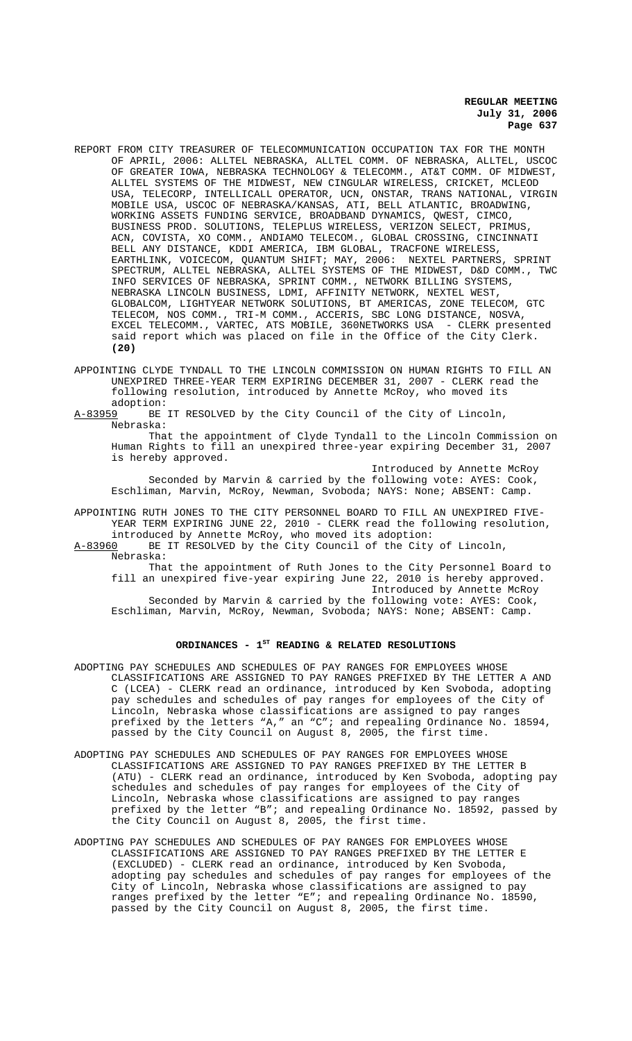REPORT FROM CITY TREASURER OF TELECOMMUNICATION OCCUPATION TAX FOR THE MONTH OF APRIL, 2006: ALLTEL NEBRASKA, ALLTEL COMM. OF NEBRASKA, ALLTEL, USCOC OF GREATER IOWA, NEBRASKA TECHNOLOGY & TELECOMM., AT&T COMM. OF MIDWEST, ALLTEL SYSTEMS OF THE MIDWEST, NEW CINGULAR WIRELESS, CRICKET, MCLEOD USA, TELECORP, INTELLICALL OPERATOR, UCN, ONSTAR, TRANS NATIONAL, VIRGIN MOBILE USA, USCOC OF NEBRASKA/KANSAS, ATI, BELL ATLANTIC, BROADWING, WORKING ASSETS FUNDING SERVICE, BROADBAND DYNAMICS, QWEST, CIMCO, BUSINESS PROD. SOLUTIONS, TELEPLUS WIRELESS, VERIZON SELECT, PRIMUS, ACN, COVISTA, XO COMM., ANDIAMO TELECOM., GLOBAL CROSSING, CINCINNATI BELL ANY DISTANCE, KDDI AMERICA, IBM GLOBAL, TRACFONE WIRELESS, EARTHLINK, VOICECOM, QUANTUM SHIFT; MAY, 2006: NEXTEL PARTNERS, SPRINT SPECTRUM, ALLTEL NEBRASKA, ALLTEL SYSTEMS OF THE MIDWEST, D&D COMM., TWC INFO SERVICES OF NEBRASKA, SPRINT COMM., NETWORK BILLING SYSTEMS, NEBRASKA LINCOLN BUSINESS, LDMI, AFFINITY NETWORK, NEXTEL WEST, GLOBALCOM, LIGHTYEAR NETWORK SOLUTIONS, BT AMERICAS, ZONE TELECOM, GTC TELECOM, NOS COMM., TRI-M COMM., ACCERIS, SBC LONG DISTANCE, NOSVA, EXCEL TELECOMM., VARTEC, ATS MOBILE, 360NETWORKS USA - CLERK presented said report which was placed on file in the Office of the City Clerk. **(20)**

APPOINTING CLYDE TYNDALL TO THE LINCOLN COMMISSION ON HUMAN RIGHTS TO FILL AN UNEXPIRED THREE-YEAR TERM EXPIRING DECEMBER 31, 2007 - CLERK read the following resolution, introduced by Annette McRoy, who moved its adoption:

A-83959 BE IT RESOLVED by the City Council of the City of Lincoln, Nebraska:

That the appointment of Clyde Tyndall to the Lincoln Commission on Human Rights to fill an unexpired three-year expiring December 31, 2007 is hereby approved.

Introduced by Annette McRoy

Seconded by Marvin & carried by the following vote: AYES: Cook, Eschliman, Marvin, McRoy, Newman, Svoboda; NAYS: None; ABSENT: Camp.

APPOINTING RUTH JONES TO THE CITY PERSONNEL BOARD TO FILL AN UNEXPIRED FIVE-YEAR TERM EXPIRING JUNE 22, 2010 - CLERK read the following resolution, introduced by Annette McRoy, who moved its adoption:

A-83960 BE IT RESOLVED by the City Council of the City of Lincoln, Nebraska:

That the appointment of Ruth Jones to the City Personnel Board to fill an unexpired five-year expiring June 22, 2010 is hereby approved.

Introduced by Annette McRoy

Seconded by Marvin & carried by the following vote: AYES: Cook, Eschliman, Marvin, McRoy, Newman, Svoboda; NAYS: None; ABSENT: Camp.

## ORDINANCES - 1ST READING & RELATED RESOLUTIONS

ADOPTING PAY SCHEDULES AND SCHEDULES OF PAY RANGES FOR EMPLOYEES WHOSE CLASSIFICATIONS ARE ASSIGNED TO PAY RANGES PREFIXED BY THE LETTER A AND C (LCEA) - CLERK read an ordinance, introduced by Ken Svoboda, adopting pay schedules and schedules of pay ranges for employees of the City of Lincoln, Nebraska whose classifications are assigned to pay ranges prefixed by the letters "A," an "C"; and repealing Ordinance No. 18594, passed by the City Council on August 8, 2005, the first time.

ADOPTING PAY SCHEDULES AND SCHEDULES OF PAY RANGES FOR EMPLOYEES WHOSE CLASSIFICATIONS ARE ASSIGNED TO PAY RANGES PREFIXED BY THE LETTER B (ATU) - CLERK read an ordinance, introduced by Ken Svoboda, adopting pay schedules and schedules of pay ranges for employees of the City of Lincoln, Nebraska whose classifications are assigned to pay ranges prefixed by the letter "B"; and repealing Ordinance No. 18592, passed by the City Council on August 8, 2005, the first time.

ADOPTING PAY SCHEDULES AND SCHEDULES OF PAY RANGES FOR EMPLOYEES WHOSE CLASSIFICATIONS ARE ASSIGNED TO PAY RANGES PREFIXED BY THE LETTER E (EXCLUDED) - CLERK read an ordinance, introduced by Ken Svoboda, adopting pay schedules and schedules of pay ranges for employees of the City of Lincoln, Nebraska whose classifications are assigned to pay ranges prefixed by the letter "E"; and repealing Ordinance No. 18590, passed by the City Council on August 8, 2005, the first time.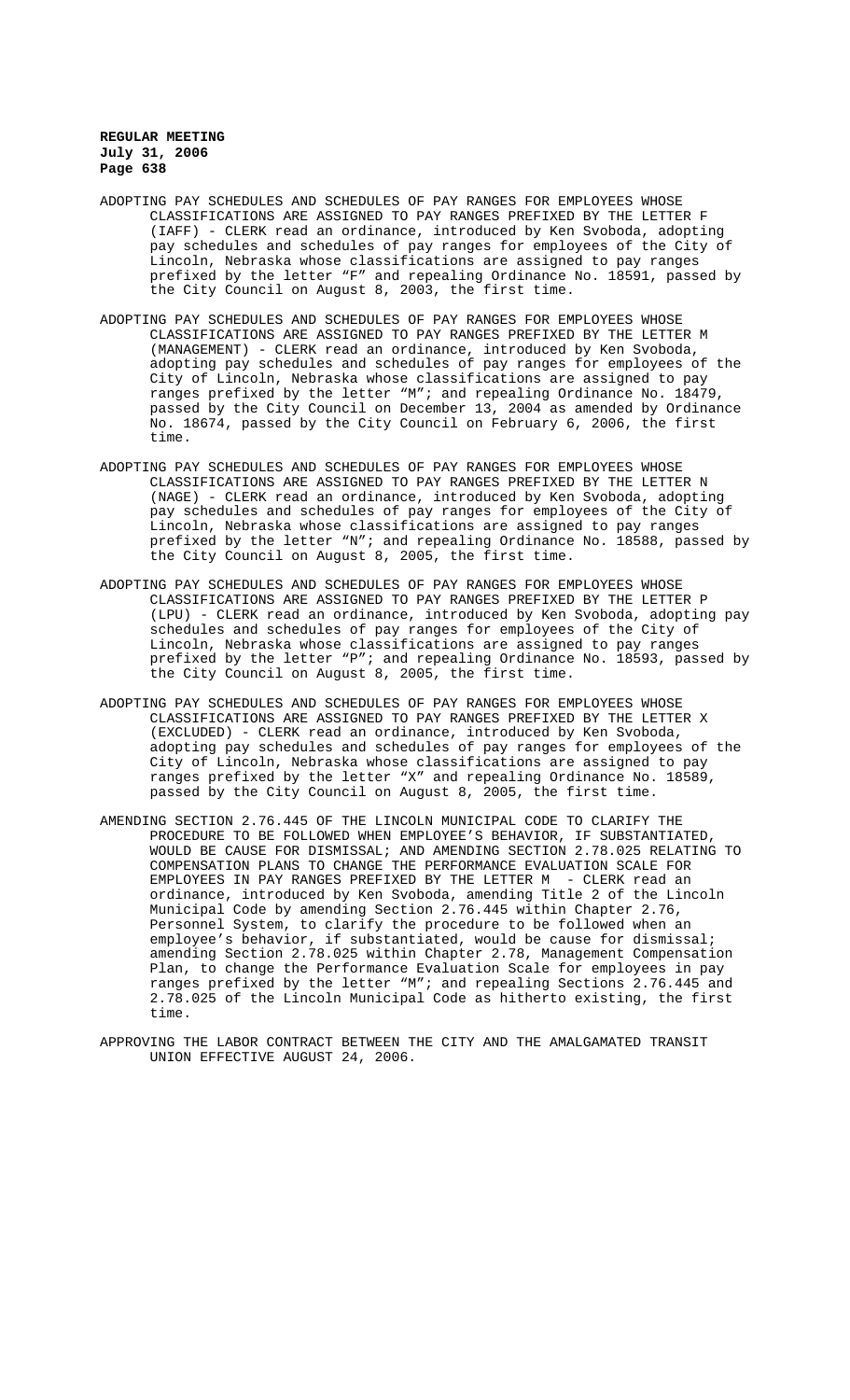ADOPTING PAY SCHEDULES AND SCHEDULES OF PAY RANGES FOR EMPLOYEES WHOSE CLASSIFICATIONS ARE ASSIGNED TO PAY RANGES PREFIXED BY THE LETTER F (IAFF) - CLERK read an ordinance, introduced by Ken Svoboda, adopting pay schedules and schedules of pay ranges for employees of the City of Lincoln, Nebraska whose classifications are assigned to pay ranges prefixed by the letter "F" and repealing Ordinance No. 18591, passed by the City Council on August 8, 2003, the first time.

ADOPTING PAY SCHEDULES AND SCHEDULES OF PAY RANGES FOR EMPLOYEES WHOSE CLASSIFICATIONS ARE ASSIGNED TO PAY RANGES PREFIXED BY THE LETTER M (MANAGEMENT) - CLERK read an ordinance, introduced by Ken Svoboda, adopting pay schedules and schedules of pay ranges for employees of the City of Lincoln, Nebraska whose classifications are assigned to pay ranges prefixed by the letter "M"; and repealing Ordinance No. 18479, passed by the City Council on December 13, 2004 as amended by Ordinance No. 18674, passed by the City Council on February 6, 2006, the first time.

ADOPTING PAY SCHEDULES AND SCHEDULES OF PAY RANGES FOR EMPLOYEES WHOSE CLASSIFICATIONS ARE ASSIGNED TO PAY RANGES PREFIXED BY THE LETTER N (NAGE) - CLERK read an ordinance, introduced by Ken Svoboda, adopting pay schedules and schedules of pay ranges for employees of the City of Lincoln, Nebraska whose classifications are assigned to pay ranges prefixed by the letter "N"; and repealing Ordinance No. 18588, passed by the City Council on August 8, 2005, the first time.

ADOPTING PAY SCHEDULES AND SCHEDULES OF PAY RANGES FOR EMPLOYEES WHOSE CLASSIFICATIONS ARE ASSIGNED TO PAY RANGES PREFIXED BY THE LETTER P (LPU) - CLERK read an ordinance, introduced by Ken Svoboda, adopting pay schedules and schedules of pay ranges for employees of the City of Lincoln, Nebraska whose classifications are assigned to pay ranges prefixed by the letter "P"; and repealing Ordinance No. 18593, passed by the City Council on August 8, 2005, the first time.

ADOPTING PAY SCHEDULES AND SCHEDULES OF PAY RANGES FOR EMPLOYEES WHOSE CLASSIFICATIONS ARE ASSIGNED TO PAY RANGES PREFIXED BY THE LETTER X (EXCLUDED) - CLERK read an ordinance, introduced by Ken Svoboda, adopting pay schedules and schedules of pay ranges for employees of the City of Lincoln, Nebraska whose classifications are assigned to pay ranges prefixed by the letter "X" and repealing Ordinance No. 18589, passed by the City Council on August 8, 2005, the first time.

AMENDING SECTION 2.76.445 OF THE LINCOLN MUNICIPAL CODE TO CLARIFY THE PROCEDURE TO BE FOLLOWED WHEN EMPLOYEE'S BEHAVIOR, IF SUBSTANTIATED, WOULD BE CAUSE FOR DISMISSAL; AND AMENDING SECTION 2.78.025 RELATING TO COMPENSATION PLANS TO CHANGE THE PERFORMANCE EVALUATION SCALE FOR EMPLOYEES IN PAY RANGES PREFIXED BY THE LETTER M - CLERK read an ordinance, introduced by Ken Svoboda, amending Title 2 of the Lincoln Municipal Code by amending Section 2.76.445 within Chapter 2.76, Personnel System, to clarify the procedure to be followed when an employee's behavior, if substantiated, would be cause for dismissal; amending Section 2.78.025 within Chapter 2.78, Management Compensation Plan, to change the Performance Evaluation Scale for employees in pay ranges prefixed by the letter "M"; and repealing Sections 2.76.445 and 2.78.025 of the Lincoln Municipal Code as hitherto existing, the first time.

APPROVING THE LABOR CONTRACT BETWEEN THE CITY AND THE AMALGAMATED TRANSIT UNION EFFECTIVE AUGUST 24, 2006.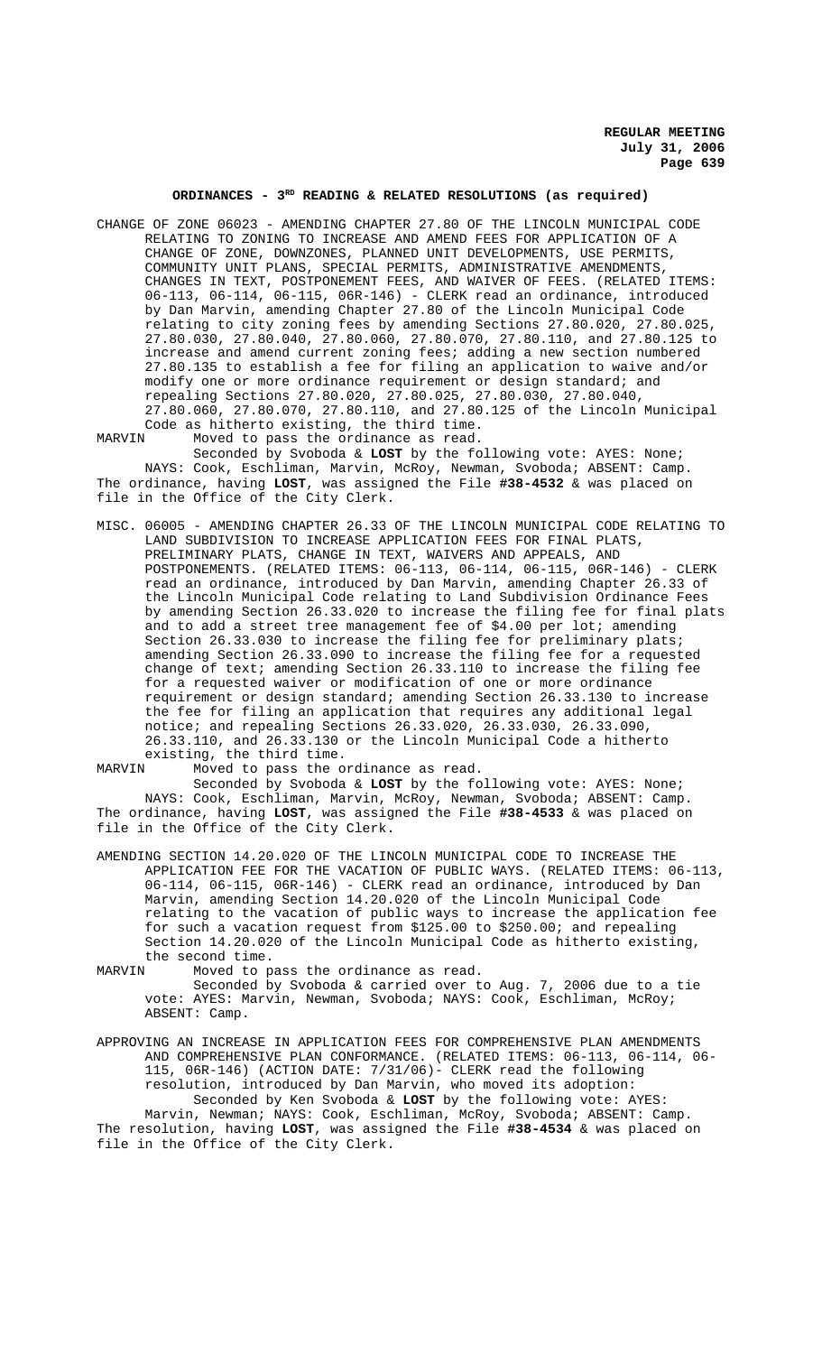## ORDINANCES - 3[RD] READING & RELATED RESOLUTIONS (as required)

CHANGE OF ZONE 06023 - AMENDING CHAPTER 27.80 OF THE LINCOLN MUNICIPAL CODE RELATING TO ZONING TO INCREASE AND AMEND FEES FOR APPLICATION OF A CHANGE OF ZONE, DOWNZONES, PLANNED UNIT DEVELOPMENTS, USE PERMITS, COMMUNITY UNIT PLANS, SPECIAL PERMITS, ADMINISTRATIVE AMENDMENTS, CHANGES IN TEXT, POSTPONEMENT FEES, AND WAIVER OF FEES. (RELATED ITEMS: 06-113, 06-114, 06-115, 06R-146) - CLERK read an ordinance, introduced by Dan Marvin, amending Chapter 27.80 of the Lincoln Municipal Code relating to city zoning fees by amending Sections 27.80.020, 27.80.025, 27.80.030, 27.80.040, 27.80.060, 27.80.070, 27.80.110, and 27.80.125 to increase and amend current zoning fees; adding a new section numbered 27.80.135 to establish a fee for filing an application to waive and/or modify one or more ordinance requirement or design standard; and repealing Sections 27.80.020, 27.80.025, 27.80.030, 27.80.040, 27.80.060, 27.80.070, 27.80.110, and 27.80.125 of the Lincoln Municipal Code as hitherto existing, the third time.

MARVIN Moved to pass the ordinance as read.

Seconded by Svoboda & **LOST** by the following vote: AYES: None; NAYS: Cook, Eschliman, Marvin, McRoy, Newman, Svoboda; ABSENT: Camp. The ordinance, having **LOST**, was assigned the File **#38-4532** & was placed on file in the Office of the City Clerk.

MISC. 06005 - AMENDING CHAPTER 26.33 OF THE LINCOLN MUNICIPAL CODE RELATING TO LAND SUBDIVISION TO INCREASE APPLICATION FEES FOR FINAL PLATS, PRELIMINARY PLATS, CHANGE IN TEXT, WAIVERS AND APPEALS, AND POSTPONEMENTS. (RELATED ITEMS: 06-113, 06-114, 06-115, 06R-146) - CLERK read an ordinance, introduced by Dan Marvin, amending Chapter 26.33 of the Lincoln Municipal Code relating to Land Subdivision Ordinance Fees by amending Section 26.33.020 to increase the filing fee for final plats and to add a street tree management fee of $4.00 per lot; amending Section 26.33.030 to increase the filing fee for preliminary plats; amending Section 26.33.090 to increase the filing fee for a requested change of text; amending Section 26.33.110 to increase the filing fee for a requested waiver or modification of one or more ordinance requirement or design standard; amending Section 26.33.130 to increase the fee for filing an application that requires any additional legal notice; and repealing Sections 26.33.020, 26.33.030, 26.33.090, 26.33.110, and 26.33.130 or the Lincoln Municipal Code a hitherto existing, the third time.

MARVIN Moved to pass the ordinance as read.

Seconded by Svoboda & **LOST** by the following vote: AYES: None; NAYS: Cook, Eschliman, Marvin, McRoy, Newman, Svoboda; ABSENT: Camp. The ordinance, having **LOST**, was assigned the File **#38-4533** & was placed on file in the Office of the City Clerk.

AMENDING SECTION 14.20.020 OF THE LINCOLN MUNICIPAL CODE TO INCREASE THE APPLICATION FEE FOR THE VACATION OF PUBLIC WAYS. (RELATED ITEMS: 06-113, 06-114, 06-115, 06R-146) - CLERK read an ordinance, introduced by Dan Marvin, amending Section 14.20.020 of the Lincoln Municipal Code relating to the vacation of public ways to increase the application fee for such a vacation request from $125.00 to $250.00; and repealing Section 14.20.020 of the Lincoln Municipal Code as hitherto existing, the second time.

MARVIN Moved to pass the ordinance as read.

Seconded by Svoboda & carried over to Aug. 7, 2006 due to a tie vote: AYES: Marvin, Newman, Svoboda; NAYS: Cook, Eschliman, McRoy; ABSENT: Camp.

APPROVING AN INCREASE IN APPLICATION FEES FOR COMPREHENSIVE PLAN AMENDMENTS AND COMPREHENSIVE PLAN CONFORMANCE. (RELATED ITEMS: 06-113, 06-114, 06-115, 06R-146) (ACTION DATE: 7/31/06)- CLERK read the following resolution, introduced by Dan Marvin, who moved its adoption:

Seconded by Ken Svoboda & **LOST** by the following vote: AYES: Marvin, Newman; NAYS: Cook, Eschliman, McRoy, Svoboda; ABSENT: Camp. The resolution, having **LOST**, was assigned the File **#38-4534** & was placed on file in the Office of the City Clerk.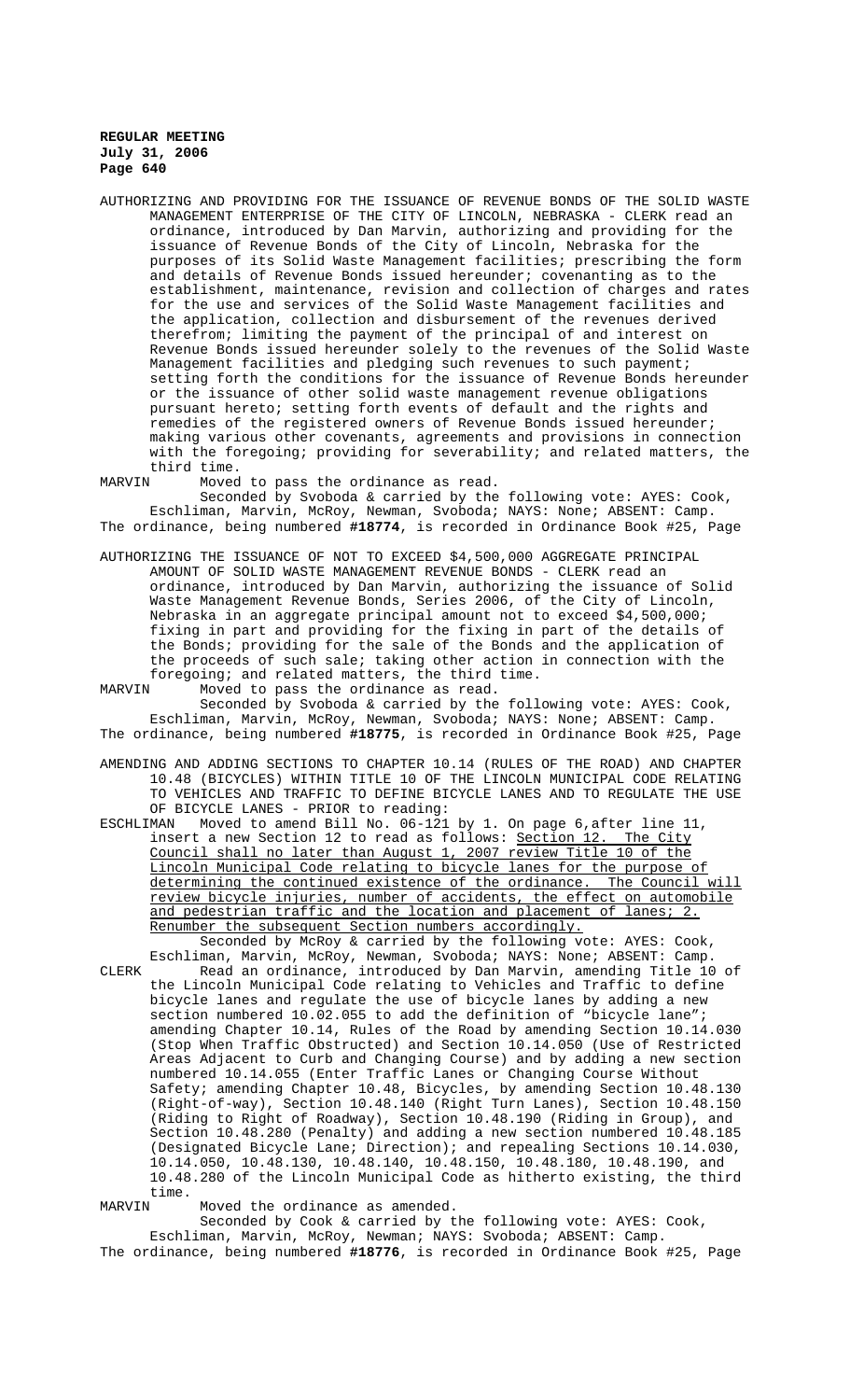AUTHORIZING AND PROVIDING FOR THE ISSUANCE OF REVENUE BONDS OF THE SOLID WASTE MANAGEMENT ENTERPRISE OF THE CITY OF LINCOLN, NEBRASKA - CLERK read an ordinance, introduced by Dan Marvin, authorizing and providing for the issuance of Revenue Bonds of the City of Lincoln, Nebraska for the purposes of its Solid Waste Management facilities; prescribing the form and details of Revenue Bonds issued hereunder; covenanting as to the establishment, maintenance, revision and collection of charges and rates for the use and services of the Solid Waste Management facilities and the application, collection and disbursement of the revenues derived therefrom; limiting the payment of the principal of and interest on Revenue Bonds issued hereunder solely to the revenues of the Solid Waste Management facilities and pledging such revenues to such payment; setting forth the conditions for the issuance of Revenue Bonds hereunder or the issuance of other solid waste management revenue obligations pursuant hereto; setting forth events of default and the rights and remedies of the registered owners of Revenue Bonds issued hereunder; making various other covenants, agreements and provisions in connection with the foregoing; providing for severability; and related matters, the third time.

MARVIN Moved to pass the ordinance as read.

Seconded by Svoboda & carried by the following vote: AYES: Cook, Eschliman, Marvin, McRoy, Newman, Svoboda; NAYS: None; ABSENT: Camp.

The ordinance, being numbered **#18774**, is recorded in Ordinance Book #25, Page

AUTHORIZING THE ISSUANCE OF NOT TO EXCEED $4,500,000 AGGREGATE PRINCIPAL AMOUNT OF SOLID WASTE MANAGEMENT REVENUE BONDS - CLERK read an ordinance, introduced by Dan Marvin, authorizing the issuance of Solid Waste Management Revenue Bonds, Series 2006, of the City of Lincoln, Nebraska in an aggregate principal amount not to exceed $4,500,000; fixing in part and providing for the fixing in part of the details of the Bonds; providing for the sale of the Bonds and the application of the proceeds of such sale; taking other action in connection with the foregoing; and related matters, the third time.

MARVIN Moved to pass the ordinance as read.

Seconded by Svoboda & carried by the following vote: AYES: Cook, Eschliman, Marvin, McRoy, Newman, Svoboda; NAYS: None; ABSENT: Camp.

The ordinance, being numbered **#18775**, is recorded in Ordinance Book #25, Page

AMENDING AND ADDING SECTIONS TO CHAPTER 10.14 (RULES OF THE ROAD) AND CHAPTER 10.48 (BICYCLES) WITHIN TITLE 10 OF THE LINCOLN MUNICIPAL CODE RELATING TO VEHICLES AND TRAFFIC TO DEFINE BICYCLE LANES AND TO REGULATE THE USE OF BICYCLE LANES - PRIOR to reading:

ESCHLIMAN Moved to amend Bill No. 06-121 by 1. On page 6, after line 11, insert a new Section 12 to read as follows: <u>Section 12. The City Council shall no later than August 1, 2007 review Title 10 of the Lincoln Municipal Code relating to bicycle lanes for the purpose of determining the continued existence of the ordinance. The Council will review bicycle injuries, number of accidents, the effect on automobile and pedestrian traffic and the location and placement of lanes; 2. Renumber the subsequent Section numbers accordingly.</u>

Seconded by McRoy & carried by the following vote: AYES: Cook, Eschliman, Marvin, McRoy, Newman, Svoboda; NAYS: None; ABSENT: Camp.

CLERK Read an ordinance, introduced by Dan Marvin, amending Title 10 of the Lincoln Municipal Code relating to Vehicles and Traffic to define bicycle lanes and regulate the use of bicycle lanes by adding a new section numbered 10.02.055 to add the definition of "bicycle lane"; amending Chapter 10.14, Rules of the Road by amending Section 10.14.030 (Stop When Traffic Obstructed) and Section 10.14.050 (Use of Restricted Areas Adjacent to Curb and Changing Course) and by adding a new section numbered 10.14.055 (Enter Traffic Lanes or Changing Course Without Safety; amending Chapter 10.48, Bicycles, by amending Section 10.48.130 (Right-of-way), Section 10.48.140 (Right Turn Lanes), Section 10.48.150 (Riding to Right of Roadway), Section 10.48.190 (Riding in Group), and Section 10.48.280 (Penalty) and adding a new section numbered 10.48.185 (Designated Bicycle Lane; Direction); and repealing Sections 10.14.030, 10.14.050, 10.48.130, 10.48.140, 10.48.150, 10.48.180, 10.48.190, and 10.48.280 of the Lincoln Municipal Code as hitherto existing, the third time.

MARVIN Moved the ordinance as amended.

Seconded by Cook & carried by the following vote: AYES: Cook, Eschliman, Marvin, McRoy, Newman; NAYS: Svoboda; ABSENT: Camp.

The ordinance, being numbered **#18776**, is recorded in Ordinance Book #25, Page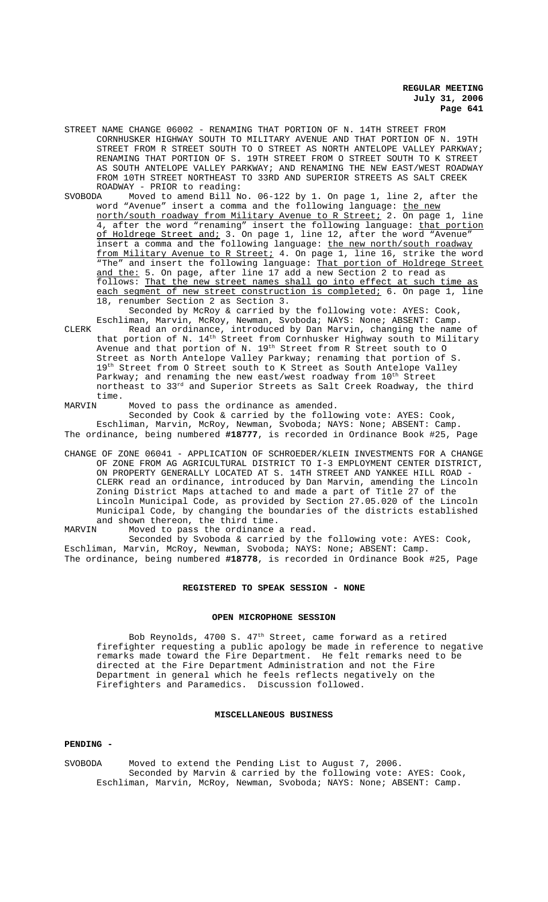STREET NAME CHANGE 06002 - RENAMING THAT PORTION OF N. 14TH STREET FROM CORNHUSKER HIGHWAY SOUTH TO MILITARY AVENUE AND THAT PORTION OF N. 19TH STREET FROM R STREET SOUTH TO O STREET AS NORTH ANTELOPE VALLEY PARKWAY; RENAMING THAT PORTION OF S. 19TH STREET FROM O STREET SOUTH TO K STREET AS SOUTH ANTELOPE VALLEY PARKWAY; AND RENAMING THE NEW EAST/WEST ROADWAY FROM 10TH STREET NORTHEAST TO 33RD AND SUPERIOR STREETS AS SALT CREEK ROADWAY - PRIOR to reading:

SVOBODA Moved to amend Bill No. 06-122 by 1. On page 1, line 2, after the word "Avenue" insert a comma and the following language: <u>the new north/south roadway from Military Avenue to R Street;</u> 2. On page 1, line 4, after the word "renaming" insert the following language: <u>that portion of Holdrege Street and;</u> 3. On page 1, line 12, after the word "Avenue" insert a comma and the following language: <u>the new north/south roadway from Military Avenue to R Street;</u> 4. On page 1, line 16, strike the word "The" and insert the following language: <u>That portion of Holdrege Street and the:</u> 5. On page, after line 17 add a new Section 2 to read as follows: <u>That the new street names shall go into effect at such time as each segment of new street construction is completed;</u> 6. On page 1, line 18, renumber Section 2 as Section 3.

Seconded by McRoy & carried by the following vote: AYES: Cook, Eschliman, Marvin, McRoy, Newman, Svoboda; NAYS: None; ABSENT: Camp.

CLERK Read an ordinance, introduced by Dan Marvin, changing the name of that portion of N. 14th Street from Cornhusker Highway south to Military Avenue and that portion of N. 19th Street from R Street south to O Street as North Antelope Valley Parkway; renaming that portion of S. 19th Street from O Street south to K Street as South Antelope Valley Parkway; and renaming the new east/west roadway from 10th Street northeast to 33rd and Superior Streets as Salt Creek Roadway, the third time.

MARVIN Moved to pass the ordinance as amended.

Seconded by Cook & carried by the following vote: AYES: Cook, Eschliman, Marvin, McRoy, Newman, Svoboda; NAYS: None; ABSENT: Camp.

The ordinance, being numbered **#18777**, is recorded in Ordinance Book #25, Page

CHANGE OF ZONE 06041 - APPLICATION OF SCHROEDER/KLEIN INVESTMENTS FOR A CHANGE OF ZONE FROM AG AGRICULTURAL DISTRICT TO I-3 EMPLOYMENT CENTER DISTRICT, ON PROPERTY GENERALLY LOCATED AT S. 14TH STREET AND YANKEE HILL ROAD - CLERK read an ordinance, introduced by Dan Marvin, amending the Lincoln Zoning District Maps attached to and made a part of Title 27 of the Lincoln Municipal Code, as provided by Section 27.05.020 of the Lincoln Municipal Code, by changing the boundaries of the districts established and shown thereon, the third time.

MARVIN Moved to pass the ordinance a read.

Seconded by Svoboda & carried by the following vote: AYES: Cook, Eschliman, Marvin, McRoy, Newman, Svoboda; NAYS: None; ABSENT: Camp.

The ordinance, being numbered **#18778**, is recorded in Ordinance Book #25, Page

## REGISTERED TO SPEAK SESSION - NONE

## OPEN MICROPHONE SESSION

Bob Reynolds, 4700 S. 47th Street, came forward as a retired firefighter requesting a public apology be made in reference to negative remarks made toward the Fire Department. He felt remarks need to be directed at the Fire Department Administration and not the Fire Department in general which he feels reflects negatively on the Firefighters and Paramedics. Discussion followed.

## MISCELLANEOUS BUSINESS

**PENDING -**

SVOBODA Moved to extend the Pending List to August 7, 2006.

Seconded by Marvin & carried by the following vote: AYES: Cook, Eschliman, Marvin, McRoy, Newman, Svoboda; NAYS: None; ABSENT: Camp.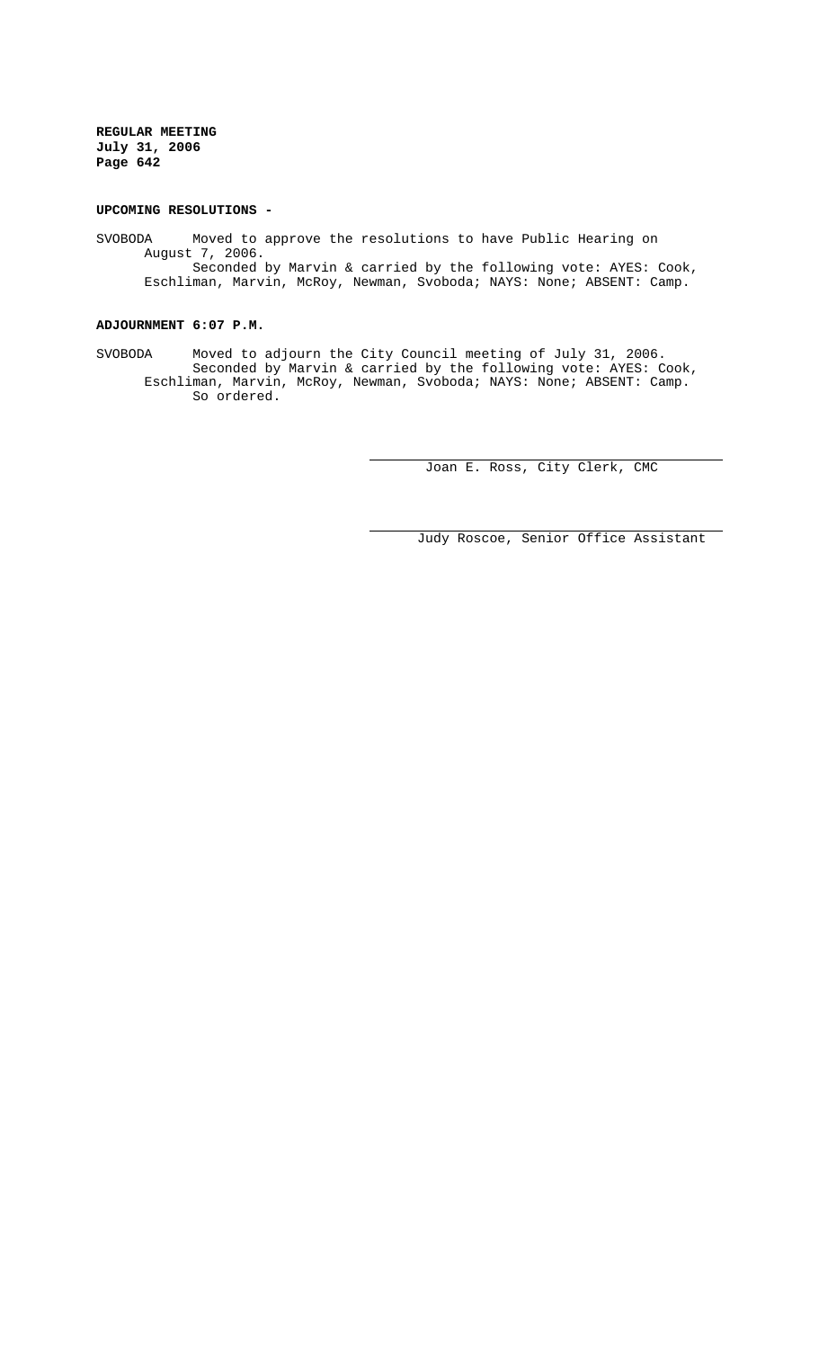**UPCOMING RESOLUTIONS -**

SVOBODA Moved to approve the resolutions to have Public Hearing on August 7, 2006.
Seconded by Marvin & carried by the following vote: AYES: Cook, Eschliman, Marvin, McRoy, Newman, Svoboda; NAYS: None; ABSENT: Camp.

**ADJOURNMENT 6:07 P.M.**

SVOBODA Moved to adjourn the City Council meeting of July 31, 2006.
Seconded by Marvin & carried by the following vote: AYES: Cook, Eschliman, Marvin, McRoy, Newman, Svoboda; NAYS: None; ABSENT: Camp.
So ordered.

Joan E. Ross, City Clerk, CMC

Judy Roscoe, Senior Office Assistant